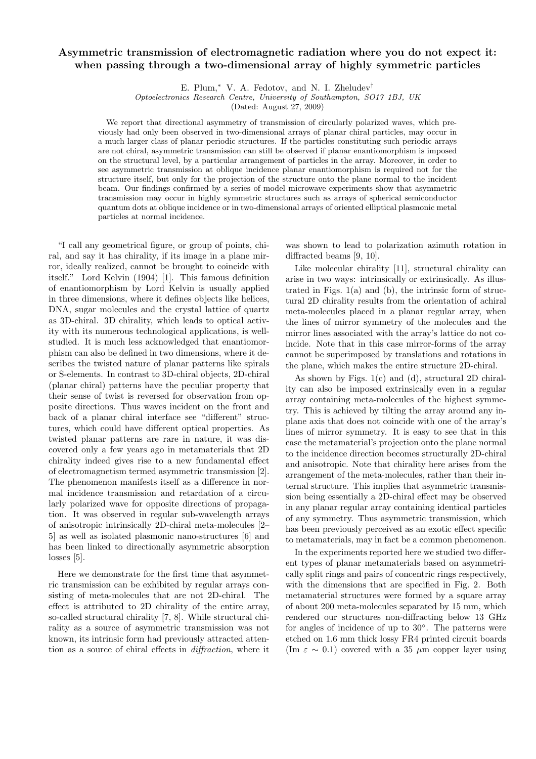# Asymmetric transmission of electromagnetic radiation where you do not expect it: when passing through a two-dimensional array of highly symmetric particles

E. Plum,* V. A. Fedotov, and N. I. Zheludev†

*Optoelectronics Research Centre, University of Southampton, SO17 1BJ, UK*

(Dated: August 27, 2009)

We report that directional asymmetry of transmission of circularly polarized waves, which previously had only been observed in two-dimensional arrays of planar chiral particles, may occur in a much larger class of planar periodic structures. If the particles constituting such periodic arrays are not chiral, asymmetric transmission can still be observed if planar enantiomorphism is imposed on the structural level, by a particular arrangement of particles in the array. Moreover, in order to see asymmetric transmission at oblique incidence planar enantiomorphism is required not for the structure itself, but only for the projection of the structure onto the plane normal to the incident beam. Our findings confirmed by a series of model microwave experiments show that asymmetric transmission may occur in highly symmetric structures such as arrays of spherical semiconductor quantum dots at oblique incidence or in two-dimensional arrays of oriented elliptical plasmonic metal particles at normal incidence.

"I call any geometrical figure, or group of points, chiral, and say it has chirality, if its image in a plane mirror, ideally realized, cannot be brought to coincide with itself." Lord Kelvin (1904) [1]. This famous definition of enantiomorphism by Lord Kelvin is usually applied in three dimensions, where it defines objects like helices, DNA, sugar molecules and the crystal lattice of quartz as 3D-chiral. 3D chirality, which leads to optical activity with its numerous technological applications, is well-studied. It is much less acknowledged that enantiomorphism can also be defined in two dimensions, where it describes the twisted nature of planar patterns like spirals or S-elements. In contrast to 3D-chiral objects, 2D-chiral (planar chiral) patterns have the peculiar property that their sense of twist is reversed for observation from opposite directions. Thus waves incident on the front and back of a planar chiral interface see "different" structures, which could have different optical properties. As twisted planar patterns are rare in nature, it was discovered only a few years ago in metamaterials that 2D chirality indeed gives rise to a new fundamental effect of electromagnetism termed asymmetric transmission [2]. The phenomenon manifests itself as a difference in normal incidence transmission and retardation of a circularly polarized wave for opposite directions of propagation. It was observed in regular sub-wavelength arrays of anisotropic intrinsically 2D-chiral meta-molecules [2–5] as well as isolated plasmonic nano-structures [6] and has been linked to directionally asymmetric absorption losses [5].

Here we demonstrate for the first time that asymmetric transmission can be exhibited by regular arrays consisting of meta-molecules that are not 2D-chiral. The effect is attributed to 2D chirality of the entire array, so-called structural chirality [7, 8]. While structural chirality as a source of asymmetric transmission was not known, its intrinsic form had previously attracted attention as a source of chiral effects in *diffraction*, where it was shown to lead to polarization azimuth rotation in diffracted beams [9, 10].

Like molecular chirality [11], structural chirality can arise in two ways: intrinsically or extrinsically. As illustrated in Figs. 1(a) and (b), the intrinsic form of structural 2D chirality results from the orientation of achiral meta-molecules placed in a planar regular array, when the lines of mirror symmetry of the molecules and the mirror lines associated with the array's lattice do not coincide. Note that in this case mirror-forms of the array cannot be superimposed by translations and rotations in the plane, which makes the entire structure 2D-chiral.

As shown by Figs. 1(c) and (d), structural 2D chirality can also be imposed extrinsically even in a regular array containing meta-molecules of the highest symmetry. This is achieved by tilting the array around any in-plane axis that does not coincide with one of the array's lines of mirror symmetry. It is easy to see that in this case the metamaterial's projection onto the plane normal to the incidence direction becomes structurally 2D-chiral and anisotropic. Note that chirality here arises from the arrangement of the meta-molecules, rather than their internal structure. This implies that asymmetric transmission being essentially a 2D-chiral effect may be observed in any planar regular array containing identical particles of any symmetry. Thus asymmetric transmission, which has been previously perceived as an exotic effect specific to metamaterials, may in fact be a common phenomenon.

In the experiments reported here we studied two different types of planar metamaterials based on asymmetrically split rings and pairs of concentric rings respectively, with the dimensions that are specified in Fig. 2. Both metamaterial structures were formed by a square array of about 200 meta-molecules separated by 15 mm, which rendered our structures non-diffracting below 13 GHz for angles of incidence of up to 30°. The patterns were etched on 1.6 mm thick lossy FR4 printed circuit boards (Im $\varepsilon \sim 0.1$) covered with a 35 $\mu$m copper layer using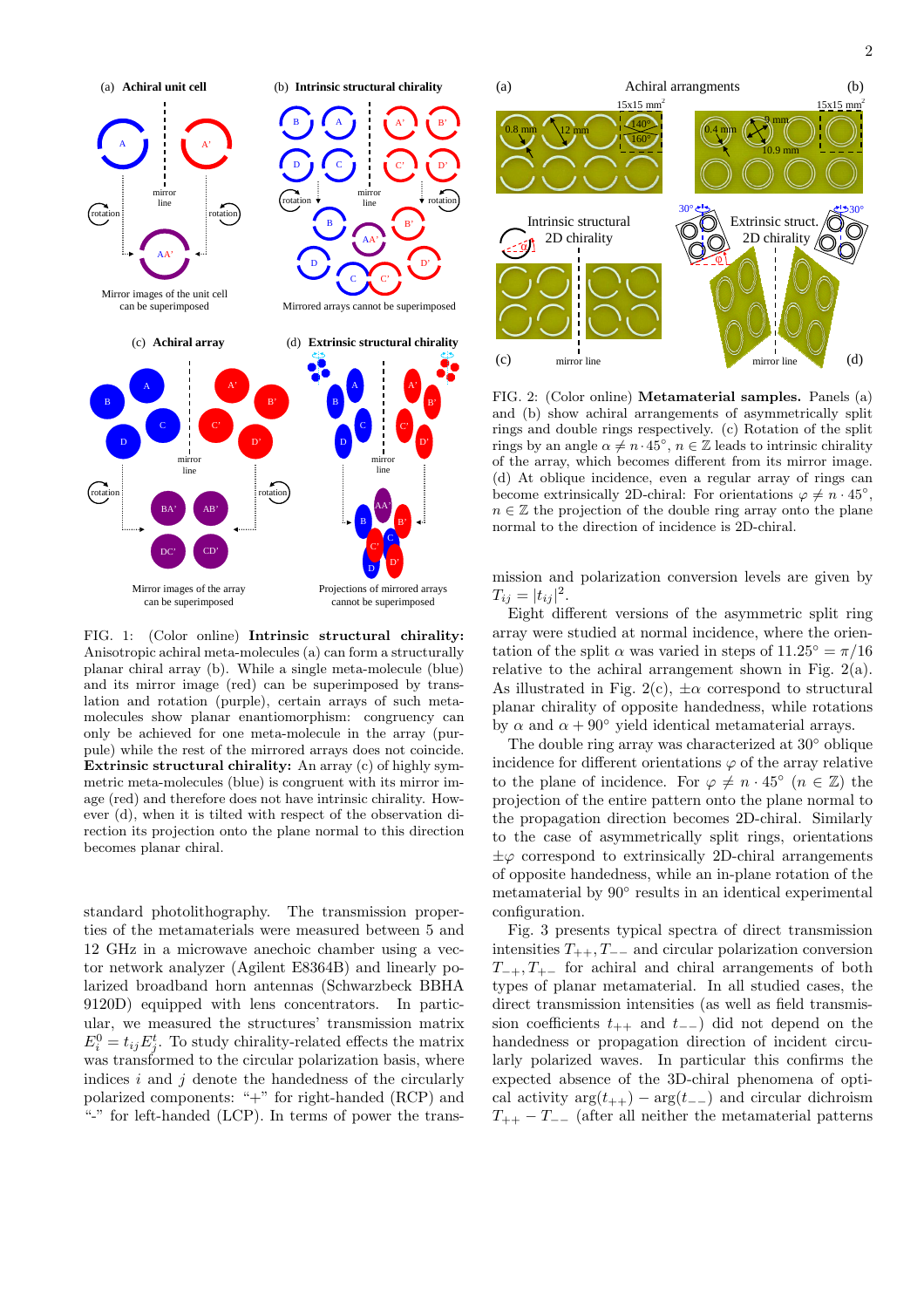FIG. 1: (Color online) **Intrinsic structural chirality:** Anisotropic achiral meta-molecules (a) can form a structurally planar chiral array (b). While a single meta-molecule (blue) and its mirror image (red) can be superimposed by translation and rotation (purple), certain arrays of such meta-molecules show planar enantiomorphism: congruency can only be achieved for one meta-molecule in the array (purple) while the rest of the mirrored arrays does not coincide. **Extrinsic structural chirality:** An array (c) of highly symmetric meta-molecules (blue) is congruent with its mirror image (red) and therefore does not have intrinsic chirality. However (d), when it is tilted with respect of the observation direction its projection onto the plane normal to this direction becomes planar chiral.

FIG. 2: (Color online) **Metamaterial samples.** Panels (a) and (b) show achiral arrangements of asymmetrically split rings and double rings respectively. (c) Rotation of the split rings by an angle $\alpha \neq n \cdot 45^\circ$, $n \in \mathbb{Z}$ leads to intrinsic chirality of the array, which becomes different from its mirror image. (d) At oblique incidence, even a regular array of rings can become extrinsically 2D-chiral: For orientations $\varphi \neq n \cdot 45^\circ$, $n \in \mathbb{Z}$ the projection of the double ring array onto the plane normal to the direction of incidence is 2D-chiral.

standard photolithography. The transmission properties of the metamaterials were measured between 5 and 12 GHz in a microwave anechoic chamber using a vector network analyzer (Agilent E8364B) and linearly polarized broadband horn antennas (Schwarzbeck BBHA 9120D) equipped with lens concentrators. In particular, we measured the structures' transmission matrix $E_i^0 = t_{ij} E_j^t$. To study chirality-related effects the matrix was transformed to the circular polarization basis, where indices $i$ and $j$ denote the handedness of the circularly polarized components: "+" for right-handed (RCP) and "-" for left-handed (LCP). In terms of power the transmission and polarization conversion levels are given by $T_{ij} = |t_{ij}|^2$.

Eight different versions of the asymmetric split ring array were studied at normal incidence, where the orientation of the split $\alpha$ was varied in steps of $11.25^\circ = \pi/16$ relative to the achiral arrangement shown in Fig. 2(a). As illustrated in Fig. 2(c), $\pm\alpha$ correspond to structural planar chirality of opposite handedness, while rotations by $\alpha$ and $\alpha + 90^\circ$ yield identical metamaterial arrays.

The double ring array was characterized at $30^\circ$ oblique incidence for different orientations $\varphi$ of the array relative to the plane of incidence. For $\varphi \neq n \cdot 45^\circ$ ($n \in \mathbb{Z}$) the projection of the entire pattern onto the plane normal to the propagation direction becomes 2D-chiral. Similarly to the case of asymmetrically split rings, orientations $\pm\varphi$ correspond to extrinsically 2D-chiral arrangements of opposite handedness, while an in-plane rotation of the metamaterial by $90^\circ$ results in an identical experimental configuration.

Fig. 3 presents typical spectra of direct transmission intensities $T_{++}, T_{--}$ and circular polarization conversion $T_{-+}, T_{+-}$ for achiral and chiral arrangements of both types of planar metamaterial. In all studied cases, the direct transmission intensities (as well as field transmission coefficients $t_{++}$ and $t_{--}$) did not depend on the handedness or propagation direction of incident circularly polarized waves. In particular this confirms the expected absence of the 3D-chiral phenomena of optical activity $\arg(t_{++}) - \arg(t_{--})$ and circular dichroism $T_{++} - T_{--}$ (after all neither the metamaterial patterns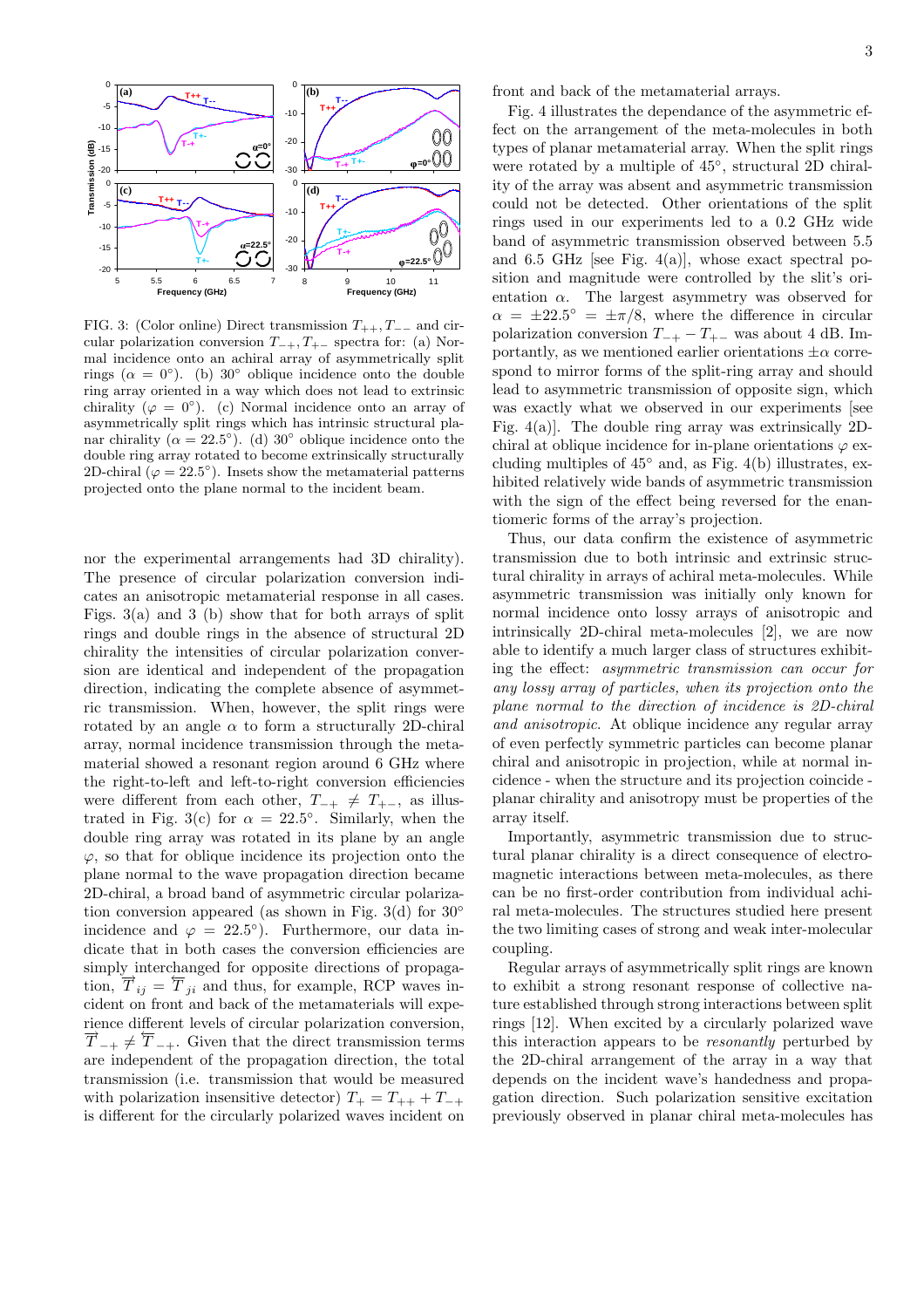FIG. 3: (Color online) Direct transmission $T_{++}, T_{--}$ and circular polarization conversion $T_{-+}, T_{+-}$ spectra for: (a) Normal incidence onto an achiral array of asymmetrically split rings ($\alpha = 0°$). (b) 30° oblique incidence onto the double ring array oriented in a way which does not lead to extrinsic chirality ($\varphi = 0°$). (c) Normal incidence onto an array of asymmetrically split rings which has intrinsic structural planar chirality ($\alpha = 22.5°$). (d) 30° oblique incidence onto the double ring array rotated to become extrinsically structurally 2D-chiral ($\varphi = 22.5°$). Insets show the metamaterial patterns projected onto the plane normal to the incident beam.

nor the experimental arrangements had 3D chirality). The presence of circular polarization conversion indicates an anisotropic metamaterial response in all cases. Figs. 3(a) and 3 (b) show that for both arrays of split rings and double rings in the absence of structural 2D chirality the intensities of circular polarization conversion are identical and independent of the propagation direction, indicating the complete absence of asymmetric transmission. When, however, the split rings were rotated by an angle $\alpha$ to form a structurally 2D-chiral array, normal incidence transmission through the metamaterial showed a resonant region around 6 GHz where the right-to-left and left-to-right conversion efficiencies were different from each other, $T_{-+} \neq T_{+-}$, as illustrated in Fig. 3(c) for $\alpha = 22.5°$. Similarly, when the double ring array was rotated in its plane by an angle $\varphi$, so that for oblique incidence its projection onto the plane normal to the wave propagation direction became 2D-chiral, a broad band of asymmetric circular polarization conversion appeared (as shown in Fig. 3(d) for 30° incidence and $\varphi = 22.5°$). Furthermore, our data indicate that in both cases the conversion efficiencies are simply interchanged for opposite directions of propagation, $\overrightarrow{T}_{ij} = \overleftarrow{T}_{ji}$ and thus, for example, RCP waves incident on front and back of the metamaterials will experience different levels of circular polarization conversion, $\overrightarrow{T}_{-+} \neq \overleftarrow{T}_{-+}$. Given that the direct transmission terms are independent of the propagation direction, the total transmission (i.e. transmission that would be measured with polarization insensitive detector) $T_{+} = T_{++} + T_{-+}$ is different for the circularly polarized waves incident on front and back of the metamaterial arrays.

Fig. 4 illustrates the dependance of the asymmetric effect on the arrangement of the meta-molecules in both types of planar metamaterial array. When the split rings were rotated by a multiple of 45°, structural 2D chirality of the array was absent and asymmetric transmission could not be detected. Other orientations of the split rings used in our experiments led to a 0.2 GHz wide band of asymmetric transmission observed between 5.5 and 6.5 GHz [see Fig. 4(a)], whose exact spectral position and magnitude were controlled by the slit's orientation $\alpha$. The largest asymmetry was observed for $\alpha = \pm 22.5° = \pm\pi/8$, where the difference in circular polarization conversion $T_{-+} - T_{+-}$ was about 4 dB. Importantly, as we mentioned earlier orientations $\pm\alpha$ correspond to mirror forms of the split-ring array and should lead to asymmetric transmission of opposite sign, which was exactly what we observed in our experiments [see Fig. 4(a)]. The double ring array was extrinsically 2D-chiral at oblique incidence for in-plane orientations $\varphi$ excluding multiples of 45° and, as Fig. 4(b) illustrates, exhibited relatively wide bands of asymmetric transmission with the sign of the effect being reversed for the enantiomeric forms of the array's projection.

Thus, our data confirm the existence of asymmetric transmission due to both intrinsic and extrinsic structural chirality in arrays of achiral meta-molecules. While asymmetric transmission was initially only known for normal incidence onto lossy arrays of anisotropic and intrinsically 2D-chiral meta-molecules [2], we are now able to identify a much larger class of structures exhibiting the effect: *asymmetric transmission can occur for any lossy array of particles, when its projection onto the plane normal to the direction of incidence is 2D-chiral and anisotropic.* At oblique incidence any regular array of even perfectly symmetric particles can become planar chiral and anisotropic in projection, while at normal incidence - when the structure and its projection coincide - planar chirality and anisotropy must be properties of the array itself.

Importantly, asymmetric transmission due to structural planar chirality is a direct consequence of electromagnetic interactions between meta-molecules, as there can be no first-order contribution from individual achiral meta-molecules. The structures studied here present the two limiting cases of strong and weak inter-molecular coupling.

Regular arrays of asymmetrically split rings are known to exhibit a strong resonant response of collective nature established through strong interactions between split rings [12]. When excited by a circularly polarized wave this interaction appears to be *resonantly* perturbed by the 2D-chiral arrangement of the array in a way that depends on the incident wave's handedness and propagation direction. Such polarization sensitive excitation previously observed in planar chiral meta-molecules has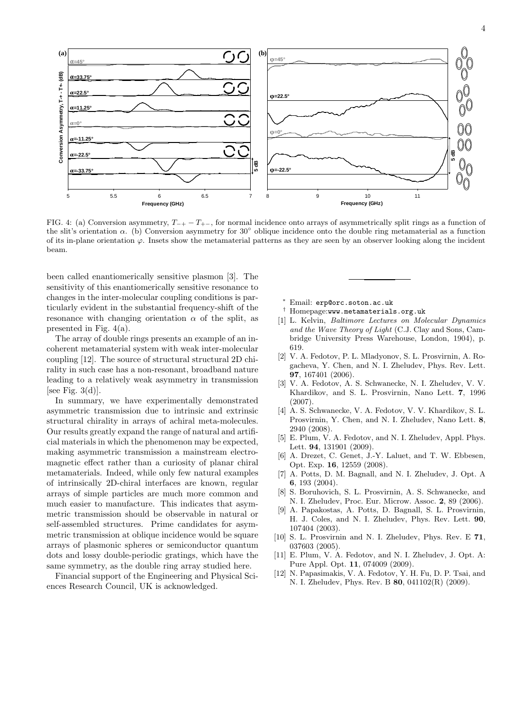(a)

α=45°

α=33.75°

α=22.5°

α=11.25°

α=0°

α=-11.25°

α=-22.5°

α=-33.75°

Conversion Asymmetry, T-+ - T+- (dB)

5 dB

5 5.5 6 6.5 7

Frequency (GHz)

(b)

φ=45°

φ=22.5°

φ=0°

φ=-22.5°

5 dB

8 9 10 11

Frequency (GHz)

FIG. 4: (a) Conversion asymmetry, $T_{-+} - T_{+-}$, for normal incidence onto arrays of asymmetrically split rings as a function of the slit's orientation $\alpha$. (b) Conversion asymmetry for 30° oblique incidence onto the double ring metamaterial as a function of its in-plane orientation $\varphi$. Insets show the metamaterial patterns as they are seen by an observer looking along the incident beam.

been called enantiomerically sensitive plasmon [3]. The sensitivity of this enantiomerically sensitive resonance to changes in the inter-molecular coupling conditions is particularly evident in the substantial frequency-shift of the resonance with changing orientation $\alpha$ of the split, as presented in Fig. 4(a).

The array of double rings presents an example of an incoherent metamaterial system with weak inter-molecular coupling [12]. The source of structural structural 2D chirality in such case has a non-resonant, broadband nature leading to a relatively weak asymmetry in transmission [see Fig. 3(d)].

In summary, we have experimentally demonstrated asymmetric transmission due to intrinsic and extrinsic structural chirality in arrays of achiral meta-molecules. Our results greatly expand the range of natural and artificial materials in which the phenomenon may be expected, making asymmetric transmission a mainstream electromagnetic effect rather than a curiosity of planar chiral metamaterials. Indeed, while only few natural examples of intrinsically 2D-chiral interfaces are known, regular arrays of simple particles are much more common and much easier to manufacture. This indicates that asymmetric transmission should be observable in natural or self-assembled structures. Prime candidates for asymmetric transmission at oblique incidence would be square arrays of plasmonic spheres or semiconductor quantum dots and lossy double-periodic gratings, which have the same symmetry, as the double ring array studied here.

Financial support of the Engineering and Physical Sciences Research Council, UK is acknowledged.

---

[*] Email: erp@orc.soton.ac.uk

[†] Homepage:www.metamaterials.org.uk

[1] L. Kelvin, *Baltimore Lectures on Molecular Dynamics and the Wave Theory of Light* (C.J. Clay and Sons, Cambridge University Press Warehouse, London, 1904), p. 619.

[2] V. A. Fedotov, P. L. Mladyonov, S. L. Prosvirnin, A. Rogacheva, Y. Chen, and N. I. Zheludev, Phys. Rev. Lett. **97**, 167401 (2006).

[3] V. A. Fedotov, A. S. Schwanecke, N. I. Zheludev, V. V. Khardikov, and S. L. Prosvirnin, Nano Lett. **7**, 1996 (2007).

[4] A. S. Schwanecke, V. A. Fedotov, V. V. Khardikov, S. L. Prosvirnin, Y. Chen, and N. I. Zheludev, Nano Lett. **8**, 2940 (2008).

[5] E. Plum, V. A. Fedotov, and N. I. Zheludev, Appl. Phys. Lett. **94**, 131901 (2009).

[6] A. Drezet, C. Genet, J.-Y. Laluet, and T. W. Ebbesen, Opt. Exp. **16**, 12559 (2008).

[7] A. Potts, D. M. Bagnall, and N. I. Zheludev, J. Opt. A **6**, 193 (2004).

[8] S. Boruhovich, S. L. Prosvirnin, A. S. Schwanecke, and N. I. Zheludev, Proc. Eur. Microw. Assoc. **2**, 89 (2006).

[9] A. Papakostas, A. Potts, D. Bagnall, S. L. Prosvirnin, H. J. Coles, and N. I. Zheludev, Phys. Rev. Lett. **90**, 107404 (2003).

[10] S. L. Prosvirnin and N. I. Zheludev, Phys. Rev. E **71**, 037603 (2005).

[11] E. Plum, V. A. Fedotov, and N. I. Zheludev, J. Opt. A: Pure Appl. Opt. **11**, 074009 (2009).

[12] N. Papasimakis, V. A. Fedotov, Y. H. Fu, D. P. Tsai, and N. I. Zheludev, Phys. Rev. B **80**, 041102(R) (2009).